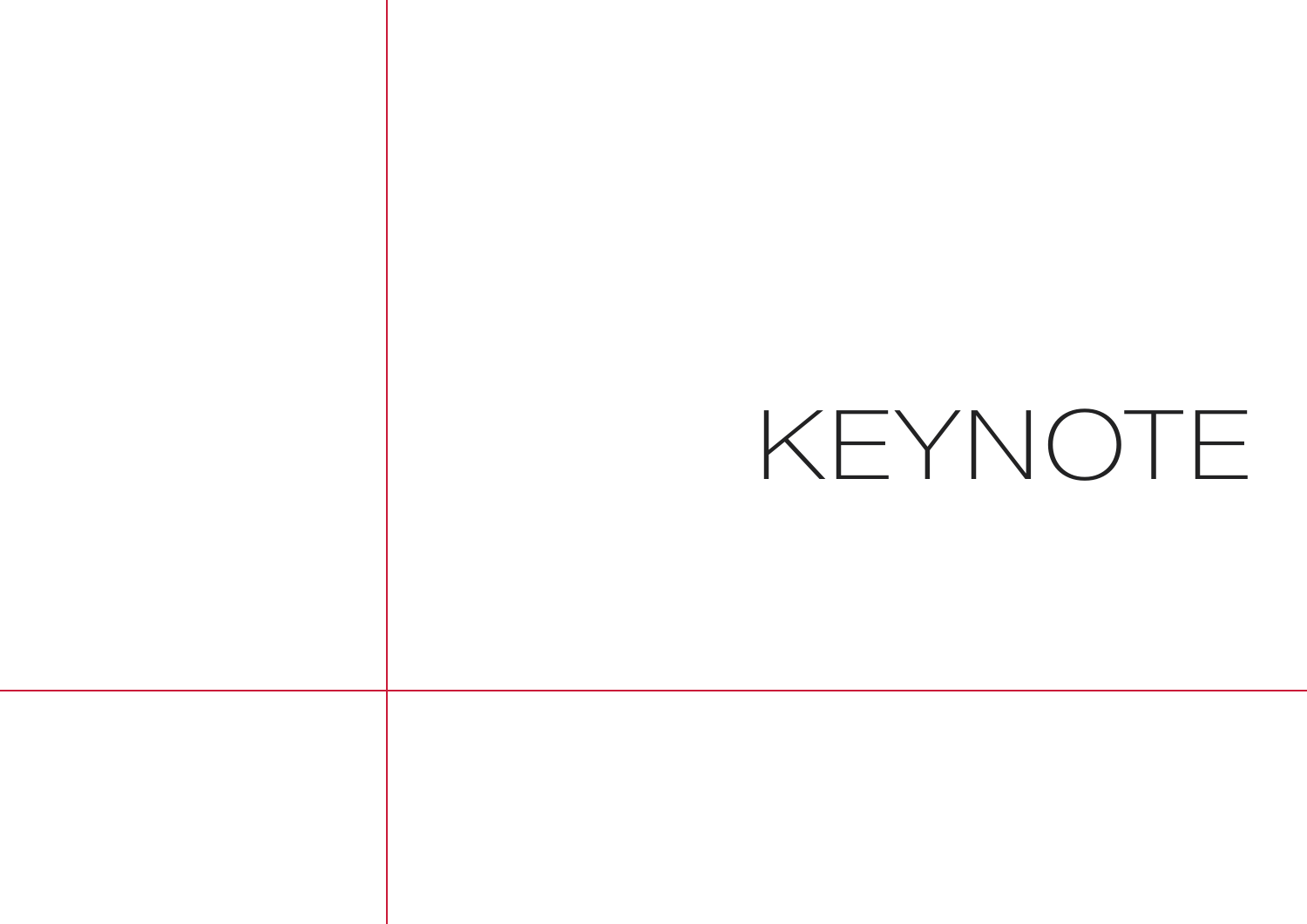# KEYNOTE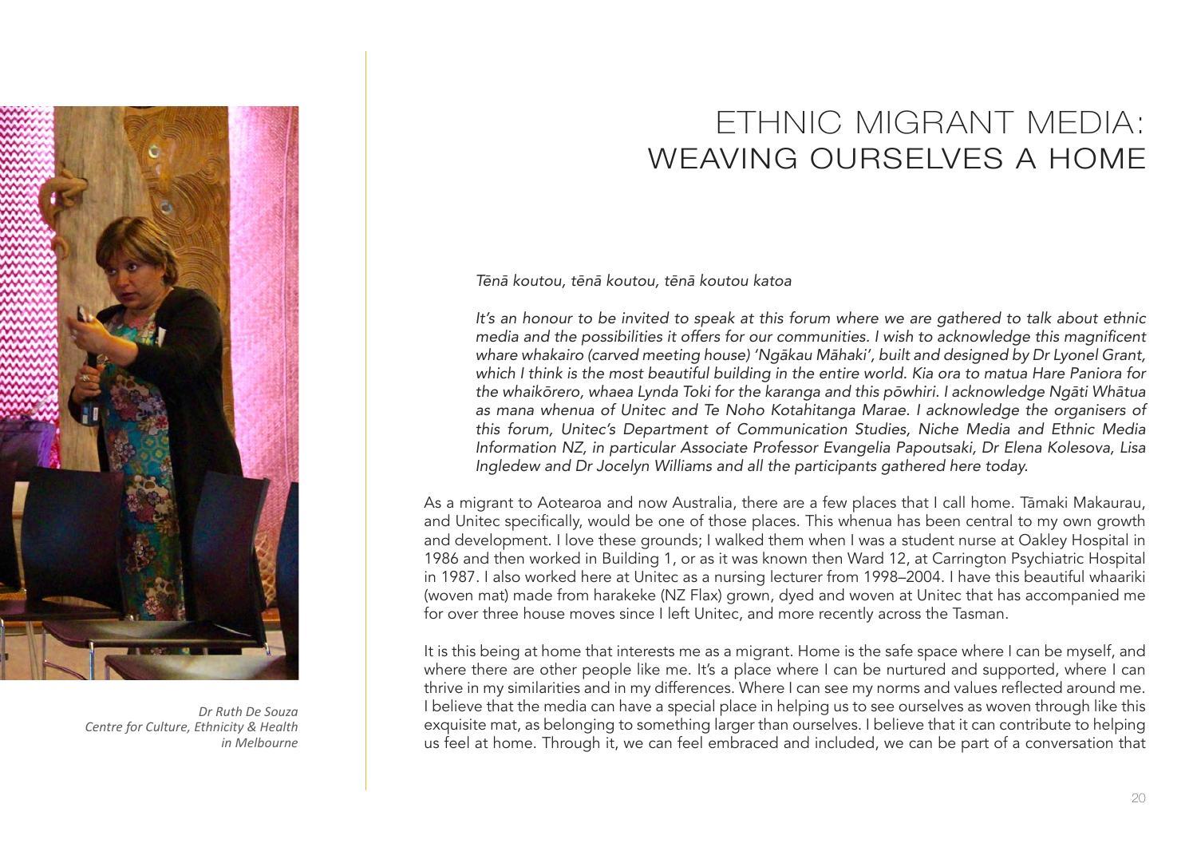# ETHNIC MIGRANT MEDIA: WEAVING OURSELVES A HOME

*Dr Ruth De Souza*
*Centre for Culture, Ethnicity & Health in Melbourne*

*Tēnā koutou, tēnā koutou, tēnā koutou katoa*

*It's an honour to be invited to speak at this forum where we are gathered to talk about ethnic media and the possibilities it offers for our communities. I wish to acknowledge this magnificent whare whakairo (carved meeting house) 'Ngākau Māhaki', built and designed by Dr Lyonel Grant, which I think is the most beautiful building in the entire world. Kia ora to matua Hare Paniora for the whaikōrero, whaea Lynda Toki for the karanga and this pōwhiri. I acknowledge Ngāti Whātua as mana whenua of Unitec and Te Noho Kotahitanga Marae. I acknowledge the organisers of this forum, Unitec's Department of Communication Studies, Niche Media and Ethnic Media Information NZ, in particular Associate Professor Evangelia Papoutsaki, Dr Elena Kolesova, Lisa Ingledew and Dr Jocelyn Williams and all the participants gathered here today.*

As a migrant to Aotearoa and now Australia, there are a few places that I call home. Tāmaki Makaurau, and Unitec specifically, would be one of those places. This whenua has been central to my own growth and development. I love these grounds; I walked them when I was a student nurse at Oakley Hospital in 1986 and then worked in Building 1, or as it was known then Ward 12, at Carrington Psychiatric Hospital in 1987. I also worked here at Unitec as a nursing lecturer from 1998–2004. I have this beautiful whaariki (woven mat) made from harakeke (NZ Flax) grown, dyed and woven at Unitec that has accompanied me for over three house moves since I left Unitec, and more recently across the Tasman.

It is this being at home that interests me as a migrant. Home is the safe space where I can be myself, and where there are other people like me. It's a place where I can be nurtured and supported, where I can thrive in my similarities and in my differences. Where I can see my norms and values reflected around me. I believe that the media can have a special place in helping us to see ourselves as woven through like this exquisite mat, as belonging to something larger than ourselves. I believe that it can contribute to helping us feel at home. Through it, we can feel embraced and included, we can be part of a conversation that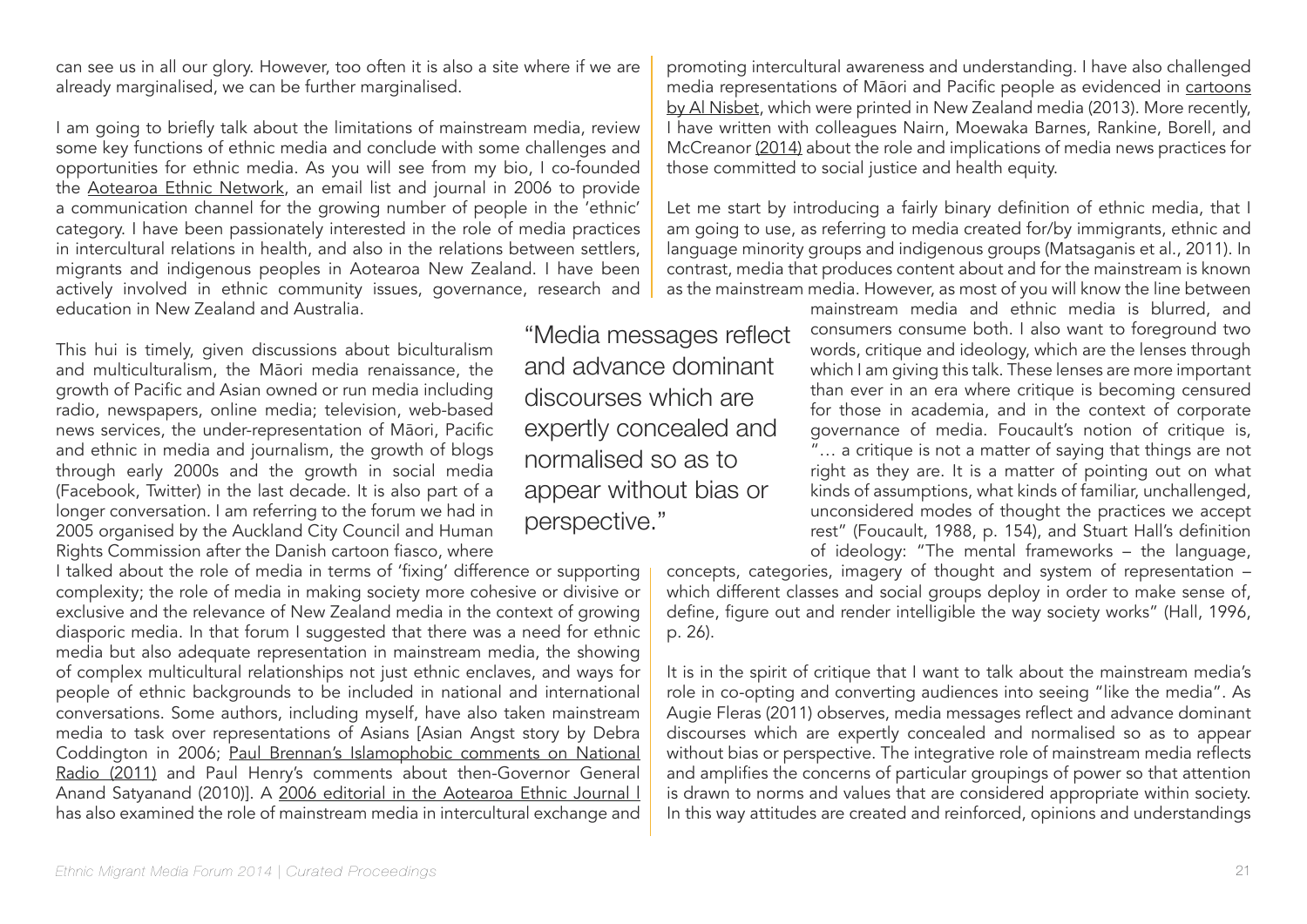can see us in all our glory. However, too often it is also a site where if we are already marginalised, we can be further marginalised.

I am going to briefly talk about the limitations of mainstream media, review some key functions of ethnic media and conclude with some challenges and opportunities for ethnic media. As you will see from my bio, I co-founded the Aotearoa Ethnic Network, an email list and journal in 2006 to provide a communication channel for the growing number of people in the 'ethnic' category. I have been passionately interested in the role of media practices in intercultural relations in health, and also in the relations between settlers, migrants and indigenous peoples in Aotearoa New Zealand. I have been actively involved in ethnic community issues, governance, research and education in New Zealand and Australia.

This hui is timely, given discussions about biculturalism and multiculturalism, the Māori media renaissance, the growth of Pacific and Asian owned or run media including radio, newspapers, online media; television, web-based news services, the under-representation of Māori, Pacific and ethnic in media and journalism, the growth of blogs through early 2000s and the growth in social media (Facebook, Twitter) in the last decade. It is also part of a longer conversation. I am referring to the forum we had in 2005 organised by the Auckland City Council and Human Rights Commission after the Danish cartoon fiasco, where I talked about the role of media in terms of 'fixing' difference or supporting complexity; the role of media in making society more cohesive or divisive or exclusive and the relevance of New Zealand media in the context of growing diasporic media. In that forum I suggested that there was a need for ethnic media but also adequate representation in mainstream media, the showing of complex multicultural relationships not just ethnic enclaves, and ways for people of ethnic backgrounds to be included in national and international conversations. Some authors, including myself, have also taken mainstream media to task over representations of Asians [Asian Angst story by Debra Coddington in 2006; Paul Brennan's Islamophobic comments on National Radio (2011) and Paul Henry's comments about then-Governor General Anand Satyanand (2010)]. A 2006 editorial in the Aotearoa Ethnic Journal l has also examined the role of mainstream media in intercultural exchange and promoting intercultural awareness and understanding. I have also challenged media representations of Māori and Pacific people as evidenced in cartoons by Al Nisbet, which were printed in New Zealand media (2013). More recently, I have written with colleagues Nairn, Moewaka Barnes, Rankine, Borell, and McCreanor (2014) about the role and implications of media news practices for those committed to social justice and health equity.

> "Media messages reflect and advance dominant discourses which are expertly concealed and normalised so as to appear without bias or perspective."

Let me start by introducing a fairly binary definition of ethnic media, that I am going to use, as referring to media created for/by immigrants, ethnic and language minority groups and indigenous groups (Matsaganis et al., 2011). In contrast, media that produces content about and for the mainstream is known as the mainstream media. However, as most of you will know the line between mainstream media and ethnic media is blurred, and consumers consume both. I also want to foreground two words, critique and ideology, which are the lenses through which I am giving this talk. These lenses are more important than ever in an era where critique is becoming censured for those in academia, and in the context of corporate governance of media. Foucault's notion of critique is, "… a critique is not a matter of saying that things are not right as they are. It is a matter of pointing out on what kinds of assumptions, what kinds of familiar, unchallenged, unconsidered modes of thought the practices we accept rest" (Foucault, 1988, p. 154), and Stuart Hall's definition of ideology: "The mental frameworks – the language, concepts, categories, imagery of thought and system of representation – which different classes and social groups deploy in order to make sense of, define, figure out and render intelligible the way society works" (Hall, 1996, p. 26).

It is in the spirit of critique that I want to talk about the mainstream media's role in co-opting and converting audiences into seeing "like the media". As Augie Fleras (2011) observes, media messages reflect and advance dominant discourses which are expertly concealed and normalised so as to appear without bias or perspective. The integrative role of mainstream media reflects and amplifies the concerns of particular groupings of power so that attention is drawn to norms and values that are considered appropriate within society. In this way attitudes are created and reinforced, opinions and understandings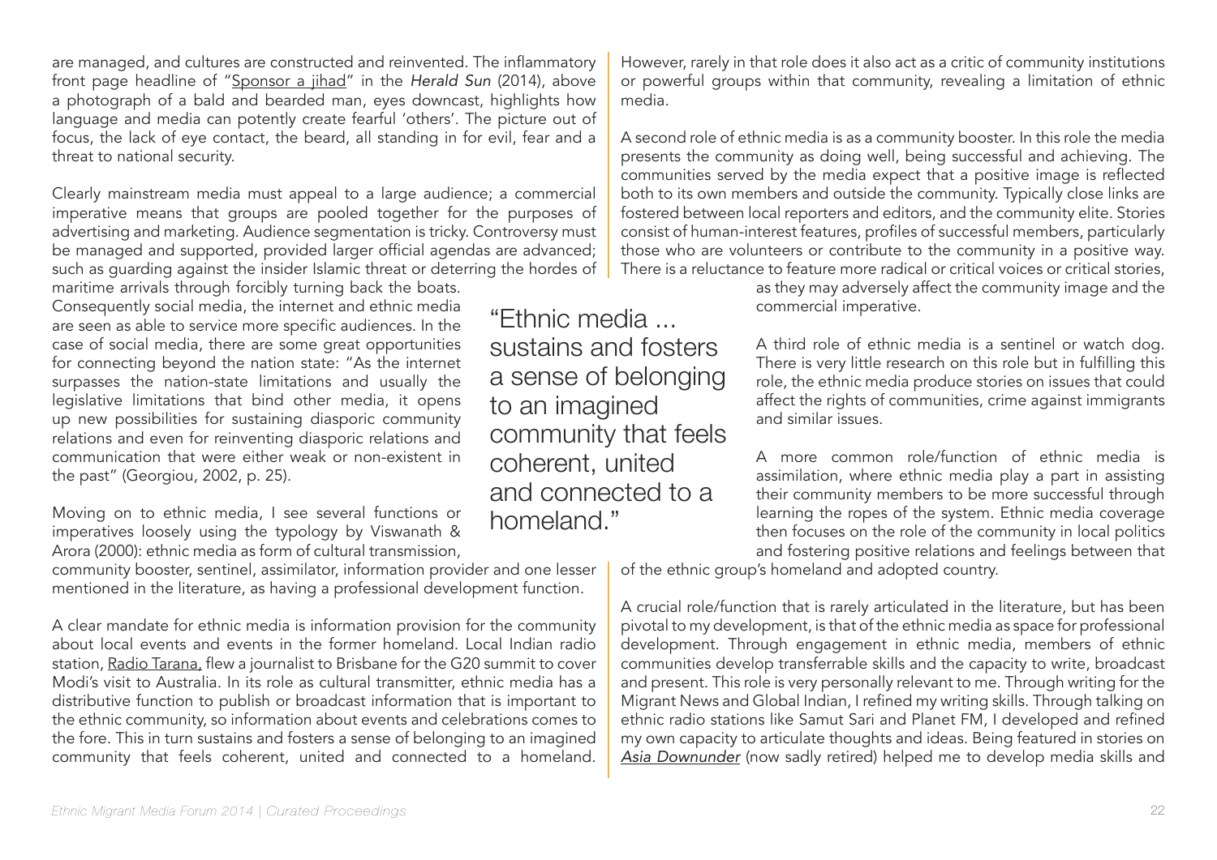are managed, and cultures are constructed and reinvented. The inflammatory front page headline of "Sponsor a jihad" in the *Herald Sun* (2014), above a photograph of a bald and bearded man, eyes downcast, highlights how language and media can potently create fearful 'others'. The picture out of focus, the lack of eye contact, the beard, all standing in for evil, fear and a threat to national security.

Clearly mainstream media must appeal to a large audience; a commercial imperative means that groups are pooled together for the purposes of advertising and marketing. Audience segmentation is tricky. Controversy must be managed and supported, provided larger official agendas are advanced; such as guarding against the insider Islamic threat or deterring the hordes of maritime arrivals through forcibly turning back the boats. Consequently social media, the internet and ethnic media are seen as able to service more specific audiences. In the case of social media, there are some great opportunities for connecting beyond the nation state: "As the internet surpasses the nation-state limitations and usually the legislative limitations that bind other media, it opens up new possibilities for sustaining diasporic community relations and even for reinventing diasporic relations and communication that were either weak or non-existent in the past" (Georgiou, 2002, p. 25).

Moving on to ethnic media, I see several functions or imperatives loosely using the typology by Viswanath & Arora (2000): ethnic media as form of cultural transmission, community booster, sentinel, assimilator, information provider and one lesser mentioned in the literature, as having a professional development function.

A clear mandate for ethnic media is information provision for the community about local events and events in the former homeland. Local Indian radio station, Radio Tarana, flew a journalist to Brisbane for the G20 summit to cover Modi's visit to Australia. In its role as cultural transmitter, ethnic media has a distributive function to publish or broadcast information that is important to the ethnic community, so information about events and celebrations comes to the fore. This in turn sustains and fosters a sense of belonging to an imagined community that feels coherent, united and connected to a homeland. However, rarely in that role does it also act as a critic of community institutions or powerful groups within that community, revealing a limitation of ethnic media.

"Ethnic media ... sustains and fosters a sense of belonging to an imagined community that feels coherent, united and connected to a homeland."

A second role of ethnic media is as a community booster. In this role the media presents the community as doing well, being successful and achieving. The communities served by the media expect that a positive image is reflected both to its own members and outside the community. Typically close links are fostered between local reporters and editors, and the community elite. Stories consist of human-interest features, profiles of successful members, particularly those who are volunteers or contribute to the community in a positive way. There is a reluctance to feature more radical or critical voices or critical stories, as they may adversely affect the community image and the commercial imperative.

A third role of ethnic media is a sentinel or watch dog. There is very little research on this role but in fulfilling this role, the ethnic media produce stories on issues that could affect the rights of communities, crime against immigrants and similar issues.

A more common role/function of ethnic media is assimilation, where ethnic media play a part in assisting their community members to be more successful through learning the ropes of the system. Ethnic media coverage then focuses on the role of the community in local politics and fostering positive relations and feelings between that of the ethnic group's homeland and adopted country.

A crucial role/function that is rarely articulated in the literature, but has been pivotal to my development, is that of the ethnic media as space for professional development. Through engagement in ethnic media, members of ethnic communities develop transferrable skills and the capacity to write, broadcast and present. This role is very personally relevant to me. Through writing for the Migrant News and Global Indian, I refined my writing skills. Through talking on ethnic radio stations like Samut Sari and Planet FM, I developed and refined my own capacity to articulate thoughts and ideas. Being featured in stories on *Asia Downunder* (now sadly retired) helped me to develop media skills and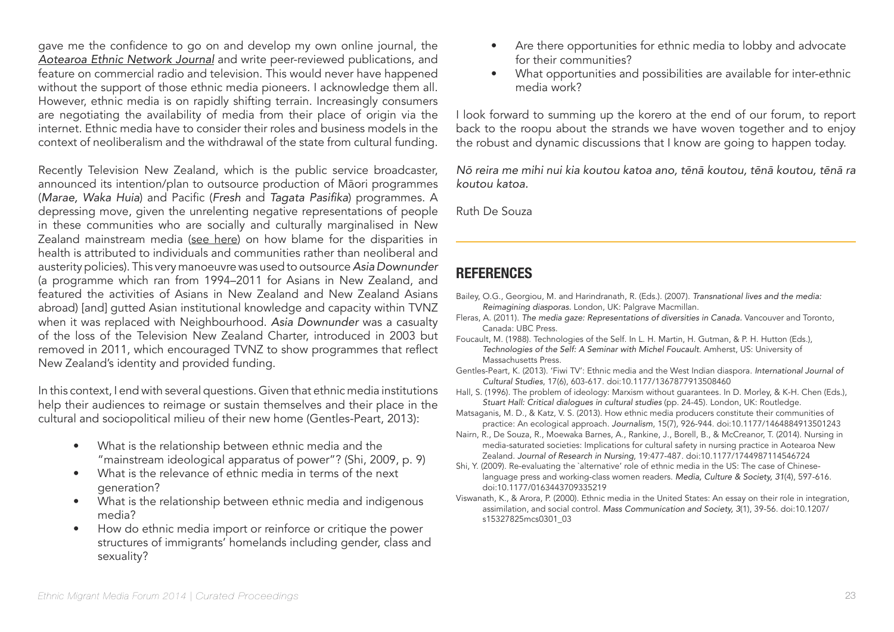gave me the confidence to go on and develop my own online journal, the *Aotearoa Ethnic Network Journal* and write peer-reviewed publications, and feature on commercial radio and television. This would never have happened without the support of those ethnic media pioneers. I acknowledge them all. However, ethnic media is on rapidly shifting terrain. Increasingly consumers are negotiating the availability of media from their place of origin via the internet. Ethnic media have to consider their roles and business models in the context of neoliberalism and the withdrawal of the state from cultural funding.

Recently Television New Zealand, which is the public service broadcaster, announced its intention/plan to outsource production of Māori programmes (*Marae, Waka Huia*) and Pacific (*Fresh* and *Tagata Pasifika*) programmes. A depressing move, given the unrelenting negative representations of people in these communities who are socially and culturally marginalised in New Zealand mainstream media (see here) on how blame for the disparities in health is attributed to individuals and communities rather than neoliberal and austerity policies). This very manoeuvre was used to outsource *Asia Downunder* (a programme which ran from 1994–2011 for Asians in New Zealand, and featured the activities of Asians in New Zealand and New Zealand Asians abroad) [and] gutted Asian institutional knowledge and capacity within TVNZ when it was replaced with Neighbourhood. *Asia Downunder* was a casualty of the loss of the Television New Zealand Charter, introduced in 2003 but removed in 2011, which encouraged TVNZ to show programmes that reflect New Zealand's identity and provided funding.

In this context, I end with several questions. Given that ethnic media institutions help their audiences to reimage or sustain themselves and their place in the cultural and sociopolitical milieu of their new home (Gentles-Peart, 2013):

- What is the relationship between ethnic media and the "mainstream ideological apparatus of power"? (Shi, 2009, p. 9)
- What is the relevance of ethnic media in terms of the next generation?
- What is the relationship between ethnic media and indigenous media?
- How do ethnic media import or reinforce or critique the power structures of immigrants' homelands including gender, class and sexuality?
- Are there opportunities for ethnic media to lobby and advocate for their communities?
- What opportunities and possibilities are available for inter-ethnic media work?

I look forward to summing up the korero at the end of our forum, to report back to the roopu about the strands we have woven together and to enjoy the robust and dynamic discussions that I know are going to happen today.

*Nō reira me mihi nui kia koutou katoa ano, tēnā koutou, tēnā koutou, tēnā ra koutou katoa.*

Ruth De Souza

## REFERENCES

Bailey, O.G., Georgiou, M. and Harindranath, R. (Eds.). (2007). *Transnational lives and the media: Reimagining diasporas.* London, UK: Palgrave Macmillan.

Fleras, A. (2011). *The media gaze: Representations of diversities in Canada.* Vancouver and Toronto, Canada: UBC Press.

Foucault, M. (1988). Technologies of the Self. In L. H. Martin, H. Gutman, & P. H. Hutton (Eds.), *Technologies of the Self: A Seminar with Michel Foucault.* Amherst, US: University of Massachusetts Press.

Gentles-Peart, K. (2013). 'Fiwi TV': Ethnic media and the West Indian diaspora. *International Journal of Cultural Studies*, 17(6), 603-617. doi:10.1177/1367877913508460

Hall, S. (1996). The problem of ideology: Marxism without guarantees. In D. Morley, & K-H. Chen (Eds.), *Stuart Hall: Critical dialogues in cultural studies* (pp. 24-45). London, UK: Routledge.

Matsaganis, M. D., & Katz, V. S. (2013). How ethnic media producers constitute their communities of practice: An ecological approach. *Journalism*, 15(7), 926-944. doi:10.1177/1464884913501243

Nairn, R., De Souza, R., Moewaka Barnes, A., Rankine, J., Borell, B., & McCreanor, T. (2014). Nursing in media-saturated societies: Implications for cultural safety in nursing practice in Aotearoa New Zealand. *Journal of Research in Nursing*, 19:477-487. doi:10.1177/1744987114546724

Shi, Y. (2009). Re-evaluating the `alternative' role of ethnic media in the US: The case of Chinese-language press and working-class women readers. *Media, Culture & Society, 31*(4), 597-616. doi:10.1177/0163443709335219

Viswanath, K., & Arora, P. (2000). Ethnic media in the United States: An essay on their role in integration, assimilation, and social control. *Mass Communication and Society, 3*(1), 39-56. doi:10.1207/s15327825mcs0301_03